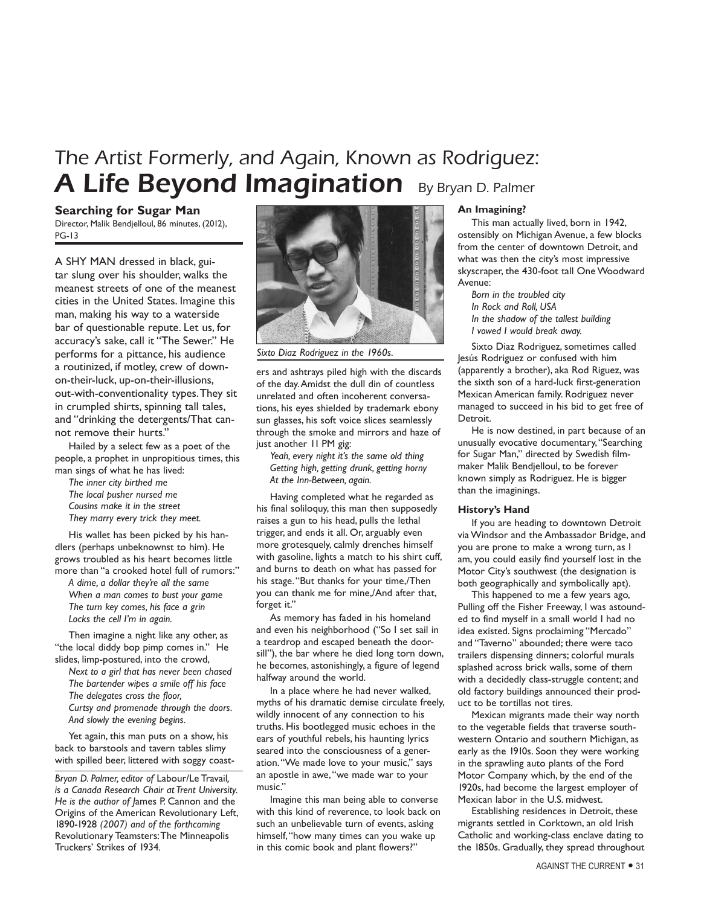# The Artist Formerly, and Again, Known as Rodriguez: A Life Beyond Imagination

By Bryan D. Palmer

**Searching for Sugar Man**
Director, Malik Bendjelloul, 86 minutes, (2012), PG-13

A SHY MAN dressed in black, guitar slung over his shoulder, walks the meanest streets of one of the meanest cities in the United States. Imagine this man, making his way to a waterside bar of questionable repute. Let us, for accuracy's sake, call it "The Sewer." He performs for a pittance, his audience a routinized, if motley, crew of down-on-their-luck, up-on-their-illusions, out-with-conventionality types. They sit in crumpled shirts, spinning tall tales, and "drinking the detergents/That cannot remove their hurts."

Hailed by a select few as a poet of the people, a prophet in unpropitious times, this man sings of what he has lived:

*The inner city birthed me*
*The local pusher nursed me*
*Cousins make it in the street*
*They marry every trick they meet.*

His wallet has been picked by his handlers (perhaps unbeknownst to him). He grows troubled as his heart becomes little more than "a crooked hotel full of rumors:"

*A dime, a dollar they're all the same*
*When a man comes to bust your game*
*The turn key comes, his face a grin*
*Locks the cell I'm in again.*

Then imagine a night like any other, as "the local diddy bop pimp comes in." He slides, limp-postured, into the crowd,

*Next to a girl that has never been chased*
*The bartender wipes a smile off his face*
*The delegates cross the floor,*
*Curtsy and promenade through the doors.*
*And slowly the evening begins.*

Yet again, this man puts on a show, his back to barstools and tavern tables slimy with spilled beer, littered with soggy coasters and ashtrays piled high with the discards of the day. Amidst the dull din of countless unrelated and often incoherent conversations, his eyes shielded by trademark ebony sun glasses, his soft voice slices seamlessly through the smoke and mirrors and haze of just another 11 PM gig:

*Yeah, every night it's the same old thing*
*Getting high, getting drunk, getting horny*
*At the Inn-Between, again.*

Having completed what he regarded as his final soliloquy, this man then supposedly raises a gun to his head, pulls the lethal trigger, and ends it all. Or, arguably even more grotesquely, calmly drenches himself with gasoline, lights a match to his shirt cuff, and burns to death on what has passed for his stage. "But thanks for your time,/Then you can thank me for mine,/And after that, forget it."

As memory has faded in his homeland and even his neighborhood ("So I set sail in a teardrop and escaped beneath the doorsill"), the bar where he died long torn down, he becomes, astonishingly, a figure of legend halfway around the world.

In a place where he had never walked, myths of his dramatic demise circulate freely, wildly innocent of any connection to his truths. His bootlegged music echoes in the ears of youthful rebels, his haunting lyrics seared into the consciousness of a generation. "We made love to your music," says an apostle in awe, "we made war to your music."

Imagine this man being able to converse with this kind of reverence, to look back on such an unbelievable turn of events, asking himself, "how many times can you wake up in this comic book and plant flowers?"

*Bryan D. Palmer, editor of* Labour/Le Travail*, is a Canada Research Chair at Trent University. He is the author of* James P. Cannon and the Origins of the American Revolutionary Left, 1890-1928 *(2007) and of the forthcoming* Revolutionary Teamsters: The Minneapolis Truckers' Strikes of 1934.

Sixto Diaz Rodriguez in the 1960s.

### An Imagining?

This man actually lived, born in 1942, ostensibly on Michigan Avenue, a few blocks from the center of downtown Detroit, and what was then the city's most impressive skyscraper, the 430-foot tall One Woodward Avenue:

*Born in the troubled city*
*In Rock and Roll, USA*
*In the shadow of the tallest building*
*I vowed I would break away.*

Sixto Diaz Rodriguez, sometimes called Jesús Rodriguez or confused with him (apparently a brother), aka Rod Riguez, was the sixth son of a hard-luck first-generation Mexican American family. Rodriguez never managed to succeed in his bid to get free of Detroit.

He is now destined, in part because of an unusually evocative documentary, "Searching for Sugar Man," directed by Swedish filmmaker Malik Bendjelloul, to be forever known simply as Rodriguez. He is bigger than the imaginings.

### History's Hand

If you are heading to downtown Detroit via Windsor and the Ambassador Bridge, and you are prone to make a wrong turn, as I am, you could easily find yourself lost in the Motor City's southwest (the designation is both geographically and symbolically apt).

This happened to me a few years ago, Pulling off the Fisher Freeway, I was astounded to find myself in a small world I had no idea existed. Signs proclaiming "Mercado" and "Taverno" abounded; there were taco trailers dispensing dinners; colorful murals splashed across brick walls, some of them with a decidedly class-struggle content; and old factory buildings announced their product to be tortillas not tires.

Mexican migrants made their way north to the vegetable fields that traverse southwestern Ontario and southern Michigan, as early as the 1910s. Soon they were working in the sprawling auto plants of the Ford Motor Company which, by the end of the 1920s, had become the largest employer of Mexican labor in the U.S. midwest.

Establishing residences in Detroit, these migrants settled in Corktown, an old Irish Catholic and working-class enclave dating to the 1850s. Gradually, they spread throughout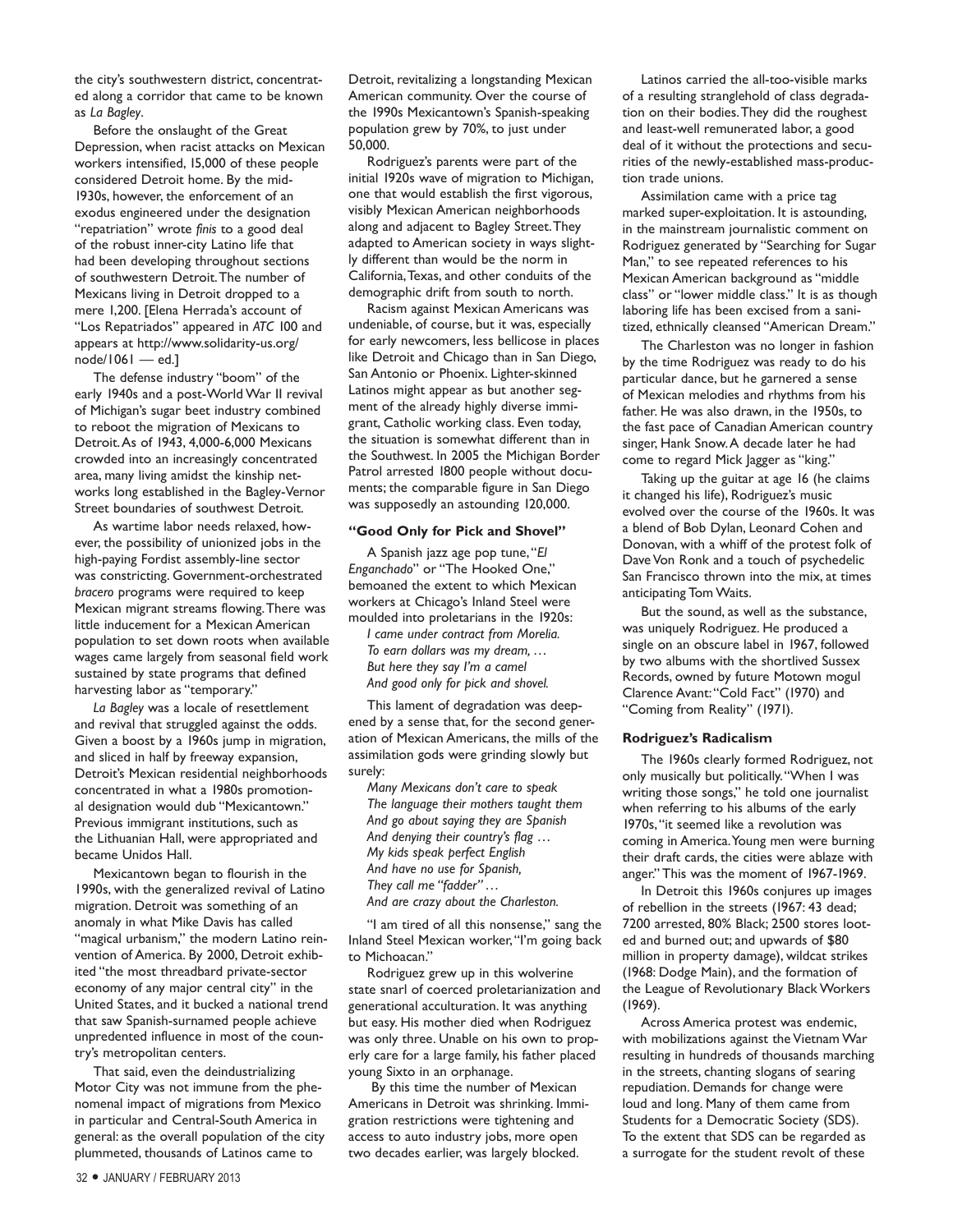the city's southwestern district, concentrated along a corridor that came to be known as *La Bagley*.

Before the onslaught of the Great Depression, when racist attacks on Mexican workers intensified, 15,000 of these people considered Detroit home. By the mid-1930s, however, the enforcement of an exodus engineered under the designation "repatriation" wrote *finis* to a good deal of the robust inner-city Latino life that had been developing throughout sections of southwestern Detroit. The number of Mexicans living in Detroit dropped to a mere 1,200. [Elena Herrada's account of "Los Repatriados" appeared in *ATC* 100 and appears at http://www.solidarity-us.org/node/1061 — ed.]

The defense industry "boom" of the early 1940s and a post-World War II revival of Michigan's sugar beet industry combined to reboot the migration of Mexicans to Detroit. As of 1943, 4,000-6,000 Mexicans crowded into an increasingly concentrated area, many living amidst the kinship networks long established in the Bagley-Vernor Street boundaries of southwest Detroit.

As wartime labor needs relaxed, however, the possibility of unionized jobs in the high-paying Fordist assembly-line sector was constricting. Government-orchestrated *bracero* programs were required to keep Mexican migrant streams flowing. There was little inducement for a Mexican American population to set down roots when available wages came largely from seasonal field work sustained by state programs that defined harvesting labor as "temporary."

*La Bagley* was a locale of resettlement and revival that struggled against the odds. Given a boost by a 1960s jump in migration, and sliced in half by freeway expansion, Detroit's Mexican residential neighborhoods concentrated in what a 1980s promotional designation would dub "Mexicantown." Previous immigrant institutions, such as the Lithuanian Hall, were appropriated and became Unidos Hall.

Mexicantown began to flourish in the 1990s, with the generalized revival of Latino migration. Detroit was something of an anomaly in what Mike Davis has called "magical urbanism," the modern Latino reinvention of America. By 2000, Detroit exhibited "the most threadbard private-sector economy of any major central city" in the United States, and it bucked a national trend that saw Spanish-surnamed people achieve unpredented influence in most of the country's metropolitan centers.

That said, even the deindustrializing Motor City was not immune from the phenomenal impact of migrations from Mexico in particular and Central-South America in general: as the overall population of the city plummeted, thousands of Latinos came to Detroit, revitalizing a longstanding Mexican American community. Over the course of the 1990s Mexicantown's Spanish-speaking population grew by 70%, to just under 50,000.

Rodriguez's parents were part of the initial 1920s wave of migration to Michigan, one that would establish the first vigorous, visibly Mexican American neighborhoods along and adjacent to Bagley Street. They adapted to American society in ways slightly different than would be the norm in California, Texas, and other conduits of the demographic drift from south to north.

Racism against Mexican Americans was undeniable, of course, but it was, especially for early newcomers, less bellicose in places like Detroit and Chicago than in San Diego, San Antonio or Phoenix. Lighter-skinned Latinos might appear as but another segment of the already highly diverse immigrant, Catholic working class. Even today, the situation is somewhat different than in the Southwest. In 2005 the Michigan Border Patrol arrested 1800 people without documents; the comparable figure in San Diego was supposedly an astounding 120,000.

### "Good Only for Pick and Shovel"

A Spanish jazz age pop tune, "*El Enganchado*" or "The Hooked One," bemoaned the extent to which Mexican workers at Chicago's Inland Steel were moulded into proletarians in the 1920s:

*I came under contract from Morelia.*
*To earn dollars was my dream, …*
*But here they say I'm a camel*
*And good only for pick and shovel.*

This lament of degradation was deepened by a sense that, for the second generation of Mexican Americans, the mills of the assimilation gods were grinding slowly but surely:

*Many Mexicans don't care to speak*
*The language their mothers taught them*
*And go about saying they are Spanish*
*And denying their country's flag …*
*My kids speak perfect English*
*And have no use for Spanish,*
*They call me "fadder" …*
*And are crazy about the Charleston.*

"I am tired of all this nonsense," sang the Inland Steel Mexican worker, "I'm going back to Michoacan."

Rodriguez grew up in this wolverine state snarl of coerced proletarianization and generational acculturation. It was anything but easy. His mother died when Rodriguez was only three. Unable on his own to properly care for a large family, his father placed young Sixto in an orphanage.

By this time the number of Mexican Americans in Detroit was shrinking. Immigration restrictions were tightening and access to auto industry jobs, more open two decades earlier, was largely blocked.

Latinos carried the all-too-visible marks of a resulting stranglehold of class degradation on their bodies. They did the roughest and least-well remunerated labor, a good deal of it without the protections and securities of the newly-established mass-production trade unions.

Assimilation came with a price tag marked super-exploitation. It is astounding, in the mainstream journalistic comment on Rodriguez generated by "Searching for Sugar Man," to see repeated references to his Mexican American background as "middle class" or "lower middle class." It is as though laboring life has been excised from a sanitized, ethnically cleansed "American Dream."

The Charleston was no longer in fashion by the time Rodriguez was ready to do his particular dance, but he garnered a sense of Mexican melodies and rhythms from his father. He was also drawn, in the 1950s, to the fast pace of Canadian American country singer, Hank Snow. A decade later he had come to regard Mick Jagger as "king."

Taking up the guitar at age 16 (he claims it changed his life), Rodriguez's music evolved over the course of the 1960s. It was a blend of Bob Dylan, Leonard Cohen and Donovan, with a whiff of the protest folk of Dave Von Ronk and a touch of psychedelic San Francisco thrown into the mix, at times anticipating Tom Waits.

But the sound, as well as the substance, was uniquely Rodriguez. He produced a single on an obscure label in 1967, followed by two albums with the shortlived Sussex Records, owned by future Motown mogul Clarence Avant: "Cold Fact" (1970) and "Coming from Reality" (1971).

### Rodriguez's Radicalism

The 1960s clearly formed Rodriguez, not only musically but politically. "When I was writing those songs," he told one journalist when referring to his albums of the early 1970s, "it seemed like a revolution was coming in America. Young men were burning their draft cards, the cities were ablaze with anger." This was the moment of 1967-1969.

In Detroit this 1960s conjures up images of rebellion in the streets (1967: 43 dead; 7200 arrested, 80% Black; 2500 stores looted and burned out; and upwards of $80 million in property damage), wildcat strikes (1968: Dodge Main), and the formation of the League of Revolutionary Black Workers (1969).

Across America protest was endemic, with mobilizations against the Vietnam War resulting in hundreds of thousands marching in the streets, chanting slogans of searing repudiation. Demands for change were loud and long. Many of them came from Students for a Democratic Society (SDS). To the extent that SDS can be regarded as a surrogate for the student revolt of these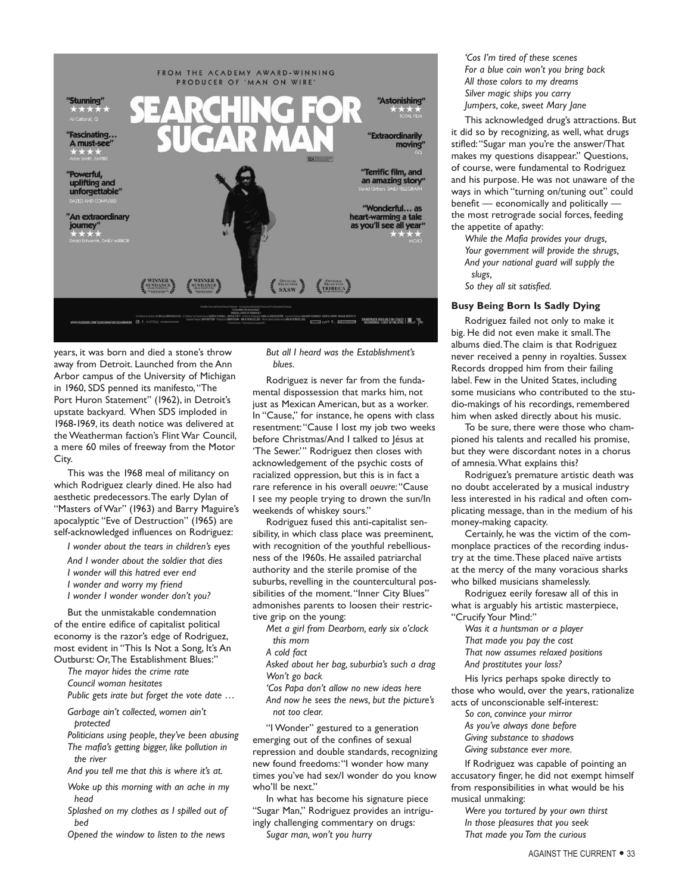years, it was born and died a stone's throw away from Detroit. Launched from the Ann Arbor campus of the University of Michigan in 1960, SDS penned its manifesto, "The Port Huron Statement" (1962), in Detroit's upstate backyard. When SDS imploded in 1968-1969, its death notice was delivered at the Weatherman faction's Flint War Council, a mere 60 miles of freeway from the Motor City.

This was the 1968 meal of militancy on which Rodriguez clearly dined. He also had aesthetic predecessors. The early Dylan of "Masters of War" (1963) and Barry Maguire's apocalyptic "Eve of Destruction" (1965) are self-acknowledged influences on Rodriguez:

*I wonder about the tears in children's eyes*
*And I wonder about the soldier that dies*
*I wonder will this hatred ever end*
*I wonder and worry my friend*
*I wonder I wonder wonder don't you?*

But the unmistakable condemnation of the entire edifice of capitalist political economy is the razor's edge of Rodriguez, most evident in "This Is Not a Song, It's An Outburst: Or, The Establishment Blues:"

*The mayor hides the crime rate*
*Council woman hesitates*
*Public gets irate but forget the vote date …*

*Garbage ain't collected, women ain't protected*
*Politicians using people, they've been abusing*
*The mafia's getting bigger, like pollution in the river*
*And you tell me that this is where it's at.*

*Woke up this morning with an ache in my head*
*Splashed on my clothes as I spilled out of bed*
*Opened the window to listen to the news*
*But all I heard was the Establishment's blues.*

Rodriguez is never far from the fundamental dispossession that marks him, not just as Mexican American, but as a worker. In "Cause," for instance, he opens with class resentment: "Cause I lost my job two weeks before Christmas/And I talked to Jésus at 'The Sewer.'" Rodriguez then closes with acknowledgement of the psychic costs of racialized oppression, but this is in fact a rare reference in his overall *oeuvre:* "Cause I see my people trying to drown the sun/In weekends of whiskey sours."

Rodriguez fused this anti-capitalist sensibility, in which class place was preeminent, with recognition of the youthful rebelliousness of the 1960s. He assailed patriarchal authority and the sterile promise of the suburbs, revelling in the countercultural possibilities of the moment. "Inner City Blues" admonishes parents to loosen their restrictive grip on the young:

*Met a girl from Dearborn, early six o'clock this morn*
*A cold fact*
*Asked about her bag, suburbia's such a drag*
*Won't go back*
*'Cos Papa don't allow no new ideas here*
*And now he sees the news, but the picture's not too clear.*

"I Wonder" gestured to a generation emerging out of the confines of sexual repression and double standards, recognizing new found freedoms: "I wonder how many times you've had sex/I wonder do you know who'll be next."

In what has become his signature piece "Sugar Man," Rodriguez provides an intriguingly challenging commentary on drugs:

*Sugar man, won't you hurry*
*'Cos I'm tired of these scenes*
*For a blue coin won't you bring back*
*All those colors to my dreams*
*Silver magic ships you carry*
*Jumpers, coke, sweet Mary Jane*

This acknowledged drug's attractions. But it did so by recognizing, as well, what drugs stifled: "Sugar man you're the answer/That makes my questions disappear." Questions, of course, were fundamental to Rodriguez and his purpose. He was not unaware of the ways in which "turning on/tuning out" could benefit — economically and politically — the most retrograde social forces, feeding the appetite of apathy:

*While the Mafia provides your drugs,*
*Your government will provide the shrugs,*
*And your national guard will supply the slugs,*
*So they all sit satisfied.*

### Busy Being Born Is Sadly Dying

Rodriguez failed not only to make it big. He did not even make it small. The albums died. The claim is that Rodriguez never received a penny in royalties. Sussex Records dropped him from their failing label. Few in the United States, including some musicians who contributed to the studio-makings of his recordings, remembered him when asked directly about his music.

To be sure, there were those who championed his talents and recalled his promise, but they were discordant notes in a chorus of amnesia. What explains this?

Rodriguez's premature artistic death was no doubt accelerated by a musical industry less interested in his radical and often complicating message, than in the medium of his money-making capacity.

Certainly, he was the victim of the commonplace practices of the recording industry at the time. These placed naïve artists at the mercy of the many voracious sharks who bilked musicians shamelessly.

Rodriguez eerily foresaw all of this in what is arguably his artistic masterpiece, "Crucify Your Mind:"

*Was it a huntsman or a player*
*That made you pay the cost*
*That now assumes relaxed positions*
*And prostitutes your loss?*

His lyrics perhaps spoke directly to those who would, over the years, rationalize acts of unconscionable self-interest:

*So con, convince your mirror*
*As you've always done before*
*Giving substance to shadows*
*Giving substance ever more.*

If Rodriguez was capable of pointing an accusatory finger, he did not exempt himself from responsibilities in what would be his musical unmaking:

*Were you tortured by your own thirst*
*In those pleasures that you seek*
*That made you Tom the curious*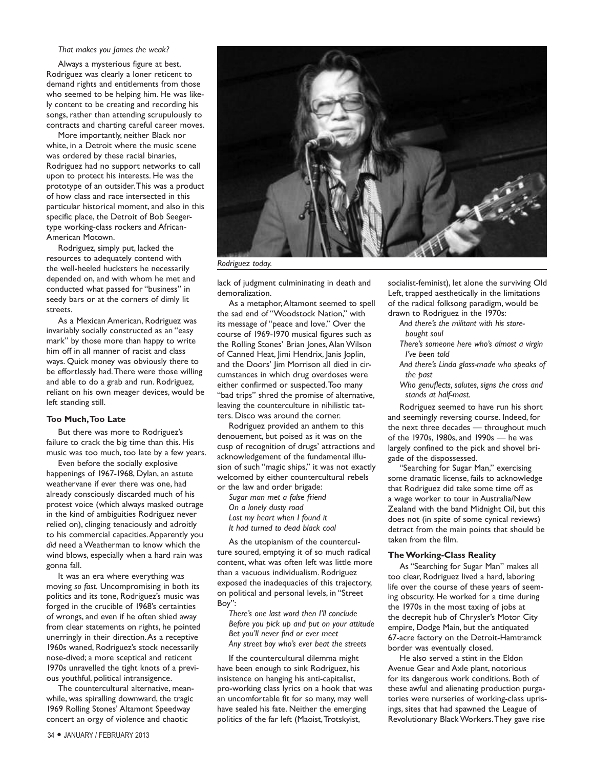*That makes you James the weak?*

Always a mysterious figure at best, Rodriguez was clearly a loner reticent to demand rights and entitlements from those who seemed to be helping him. He was likely content to be creating and recording his songs, rather than attending scrupulously to contracts and charting careful career moves.

More importantly, neither Black nor white, in a Detroit where the music scene was ordered by these racial binaries, Rodriguez had no support networks to call upon to protect his interests. He was the prototype of an outsider. This was a product of how class and race intersected in this particular historical moment, and also in this specific place, the Detroit of Bob Seeger-type working-class rockers and African-American Motown.

Rodriguez, simply put, lacked the resources to adequately contend with the well-heeled hucksters he necessarily depended on, and with whom he met and conducted what passed for "business" in seedy bars or at the corners of dimly lit streets.

As a Mexican American, Rodriguez was invariably socially constructed as an "easy mark" by those more than happy to write him off in all manner of racist and class ways. Quick money was obviously there to be effortlessly had. There were those willing and able to do a grab and run. Rodriguez, reliant on his own meager devices, would be left standing still.

### Too Much, Too Late

But there was more to Rodriguez's failure to crack the big time than this. His music was too much, too late by a few years.

Even before the socially explosive happenings of 1967-1968, Dylan, an astute weathervane if ever there was one, had already consciously discarded much of his protest voice (which always masked outrage in the kind of ambiguities Rodriguez never relied on), clinging tenaciously and adroitly to his commercial capacities. Apparently you *did* need a Weatherman to know which the wind blows, especially when a hard rain was gonna fall.

It was an era where everything was moving *so fast.* Uncompromising in both its politics and its tone, Rodriguez's music was forged in the crucible of 1968's certainties of wrongs, and even if he often shied away from clear statements on rights, he pointed unerringly in their direction. As a receptive 1960s waned, Rodriguez's stock necessarily nose-dived; a more sceptical and reticent 1970s unravelled the tight knots of a previous youthful, political intransigence.

The countercultural alternative, meanwhile, was spiralling downward, the tragic 1969 Rolling Stones' Altamont Speedway concert an orgy of violence and chaotic lack of judgment culmininating in death and demoralization.

*Rodriguez today.*

As a metaphor, Altamont seemed to spell the sad end of "Woodstock Nation," with its message of "peace and love." Over the course of 1969-1970 musical figures such as the Rolling Stones' Brian Jones, Alan Wilson of Canned Heat, Jimi Hendrix, Janis Joplin, and the Doors' Jim Morrison all died in circumstances in which drug overdoses were either confirmed or suspected. Too many "bad trips" shred the promise of alternative, leaving the counterculture in nihilistic tatters. Disco was around the corner.

Rodriguez provided an anthem to this denouement, but poised as it was on the cusp of recognition of drugs' attractions and acknowledgement of the fundamental illusion of such "magic ships," it was not exactly welcomed by either countercultural rebels or the law and order brigade:

*Sugar man met a false friend*
*On a lonely dusty road*
*Lost my heart when I found it*
*It had turned to dead black coal*

As the utopianism of the counterculture soured, emptying it of so much radical content, what was often left was little more than a vacuous individualism. Rodriguez exposed the inadequacies of this trajectory, on political and personal levels, in "Street Boy":

*There's one last word then I'll conclude*
*Before you pick up and put on your attitude*
*Bet you'll never find or ever meet*
*Any street boy who's ever beat the streets*

If the countercultural dilemma might have been enough to sink Rodriguez, his insistence on hanging his anti-capitalist, pro-working class lyrics on a hook that was an uncomfortable fit for so many, may well have sealed his fate. Neither the emerging politics of the far left (Maoist, Trotskyist, socialist-feminist), let alone the surviving Old Left, trapped aesthetically in the limitations of the radical folksong paradigm, would be drawn to Rodriguez in the 1970s:

*And there's the militant with his store-bought soul*
*There's someone here who's almost a virgin I've been told*
*And there's Linda glass-made who speaks of the past*
*Who genuflects, salutes, signs the cross and stands at half-mast.*

Rodriguez seemed to have run his short and seemingly reversing course. Indeed, for the next three decades — throughout much of the 1970s, 1980s, and 1990s — he was largely confined to the pick and shovel brigade of the dispossessed.

"Searching for Sugar Man," exercising some dramatic license, fails to acknowledge that Rodriguez did take some time off as a wage worker to tour in Australia/New Zealand with the band Midnight Oil, but this does not (in spite of some cynical reviews) detract from the main points that should be taken from the film.

### The Working-Class Reality

As "Searching for Sugar Man" makes all too clear, Rodriguez lived a hard, laboring life over the course of these years of seeming obscurity. He worked for a time during the 1970s in the most taxing of jobs at the decrepit hub of Chrysler's Motor City empire, Dodge Main, but the antiquated 67-acre factory on the Detroit-Hamtramck border was eventually closed.

He also served a stint in the Eldon Avenue Gear and Axle plant, notorious for its dangerous work conditions. Both of these awful and alienating production purgatories were nurseries of working-class uprisings, sites that had spawned the League of Revolutionary Black Workers. They gave rise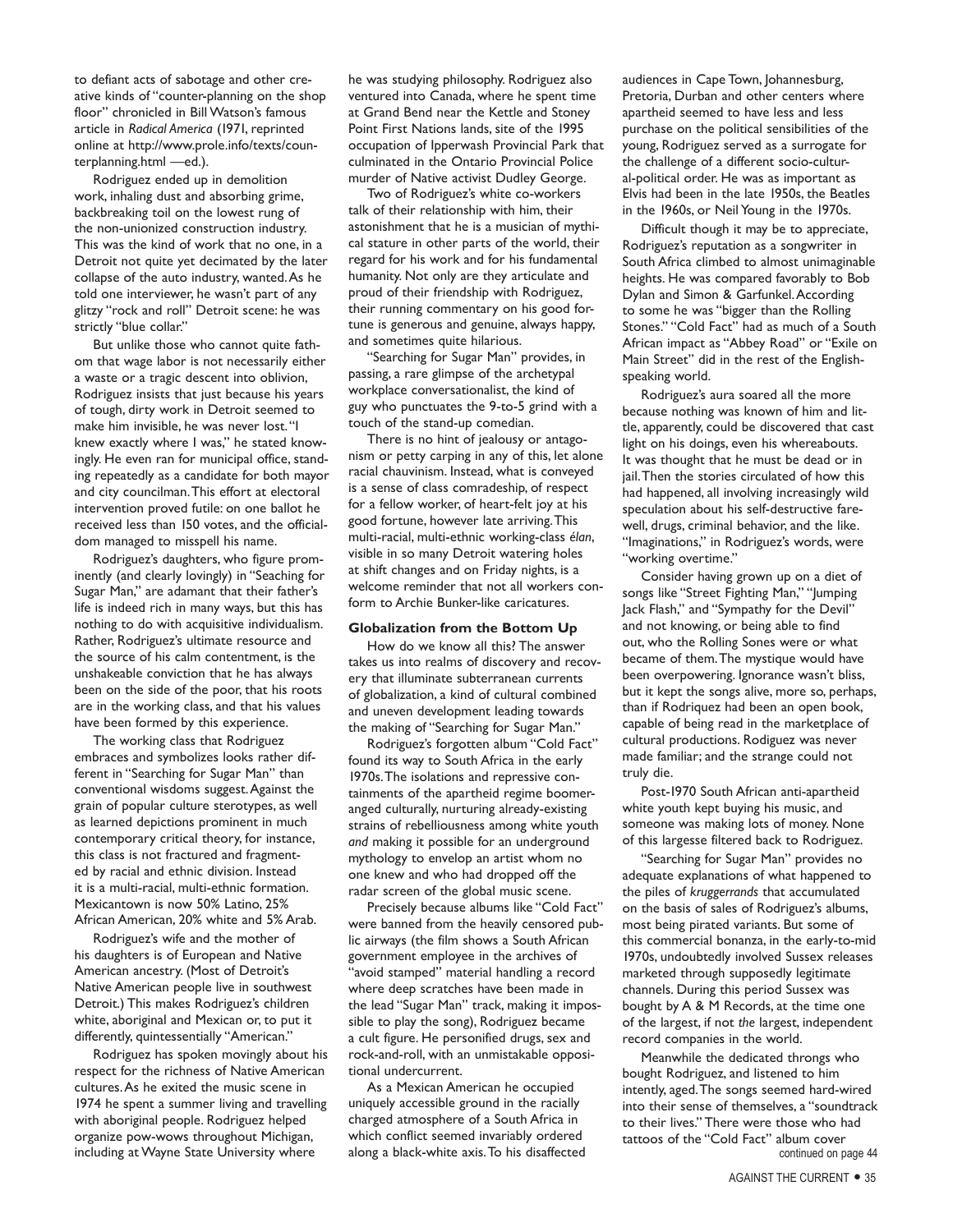to defiant acts of sabotage and other creative kinds of "counter-planning on the shop floor" chronicled in Bill Watson's famous article in *Radical America* (1971, reprinted online at http://www.prole.info/texts/counterplanning.html —ed.).

Rodriguez ended up in demolition work, inhaling dust and absorbing grime, backbreaking toil on the lowest rung of the non-unionized construction industry. This was the kind of work that no one, in a Detroit not quite yet decimated by the later collapse of the auto industry, wanted. As he told one interviewer, he wasn't part of any glitzy "rock and roll" Detroit scene: he was strictly "blue collar."

But unlike those who cannot quite fathom that wage labor is not necessarily either a waste or a tragic descent into oblivion, Rodriguez insists that just because his years of tough, dirty work in Detroit seemed to make him invisible, he was never lost. "I knew exactly where I was," he stated knowingly. He even ran for municipal office, standing repeatedly as a candidate for both mayor and city councilman. This effort at electoral intervention proved futile: on one ballot he received less than 150 votes, and the officialdom managed to misspell his name.

Rodriguez's daughters, who figure prominently (and clearly lovingly) in "Seaching for Sugar Man," are adamant that their father's life is indeed rich in many ways, but this has nothing to do with acquisitive individualism. Rather, Rodriguez's ultimate resource and the source of his calm contentment, is the unshakeable conviction that he has always been on the side of the poor, that his roots are in the working class, and that his values have been formed by this experience.

The working class that Rodriguez embraces and symbolizes looks rather different in "Searching for Sugar Man" than conventional wisdoms suggest. Against the grain of popular culture sterotypes, as well as learned depictions prominent in much contemporary critical theory, for instance, this class is not fractured and fragmented by racial and ethnic division. Instead it is a multi-racial, multi-ethnic formation. Mexicantown is now 50% Latino, 25% African American, 20% white and 5% Arab.

Rodriguez's wife and the mother of his daughters is of European and Native American ancestry. (Most of Detroit's Native American people live in southwest Detroit.) This makes Rodriguez's children white, aboriginal and Mexican or, to put it differently, quintessentially "American."

Rodriguez has spoken movingly about his respect for the richness of Native American cultures. As he exited the music scene in 1974 he spent a summer living and travelling with aboriginal people. Rodriguez helped organize pow-wows throughout Michigan, including at Wayne State University where he was studying philosophy. Rodriguez also ventured into Canada, where he spent time at Grand Bend near the Kettle and Stoney Point First Nations lands, site of the 1995 occupation of Ipperwash Provincial Park that culminated in the Ontario Provincial Police murder of Native activist Dudley George.

Two of Rodriguez's white co-workers talk of their relationship with him, their astonishment that he is a musician of mythical stature in other parts of the world, their regard for his work and for his fundamental humanity. Not only are they articulate and proud of their friendship with Rodriguez, their running commentary on his good fortune is generous and genuine, always happy, and sometimes quite hilarious.

"Searching for Sugar Man" provides, in passing, a rare glimpse of the archetypal workplace conversationalist, the kind of guy who punctuates the 9-to-5 grind with a touch of the stand-up comedian.

There is no hint of jealousy or antagonism or petty carping in any of this, let alone racial chauvinism. Instead, what is conveyed is a sense of class comradeship, of respect for a fellow worker, of heart-felt joy at his good fortune, however late arriving. This multi-racial, multi-ethnic working-class *élan*, visible in so many Detroit watering holes at shift changes and on Friday nights, is a welcome reminder that not all workers conform to Archie Bunker-like caricatures.

### Globalization from the Bottom Up

How do we know all this? The answer takes us into realms of discovery and recovery that illuminate subterranean currents of globalization, a kind of cultural combined and uneven development leading towards the making of "Searching for Sugar Man."

Rodriguez's forgotten album "Cold Fact" found its way to South Africa in the early 1970s. The isolations and repressive containments of the apartheid regime boomeranged culturally, nurturing already-existing strains of rebelliousness among white youth *and* making it possible for an underground mythology to envelop an artist whom no one knew and who had dropped off the radar screen of the global music scene.

Precisely because albums like "Cold Fact" were banned from the heavily censored public airways (the film shows a South African government employee in the archives of "avoid stamped" material handling a record where deep scratches have been made in the lead "Sugar Man" track, making it impossible to play the song), Rodriguez became a cult figure. He personified drugs, sex and rock-and-roll, with an unmistakable oppositional undercurrent.

As a Mexican American he occupied uniquely accessible ground in the racially charged atmosphere of a South Africa in which conflict seemed invariably ordered along a black-white axis. To his disaffected audiences in Cape Town, Johannesburg, Pretoria, Durban and other centers where apartheid seemed to have less and less purchase on the political sensibilities of the young, Rodriguez served as a surrogate for the challenge of a different socio-cultural-political order. He was as important as Elvis had been in the late 1950s, the Beatles in the 1960s, or Neil Young in the 1970s.

Difficult though it may be to appreciate, Rodriguez's reputation as a songwriter in South Africa climbed to almost unimaginable heights. He was compared favorably to Bob Dylan and Simon & Garfunkel. According to some he was "bigger than the Rolling Stones." "Cold Fact" had as much of a South African impact as "Abbey Road" or "Exile on Main Street" did in the rest of the English-speaking world.

Rodriguez's aura soared all the more because nothing was known of him and little, apparently, could be discovered that cast light on his doings, even his whereabouts. It was thought that he must be dead or in jail. Then the stories circulated of how this had happened, all involving increasingly wild speculation about his self-destructive farewell, drugs, criminal behavior, and the like. "Imaginations," in Rodriguez's words, were "working overtime."

Consider having grown up on a diet of songs like "Street Fighting Man," "Jumping Jack Flash," and "Sympathy for the Devil" and not knowing, or being able to find out, who the Rolling Sones were or what became of them. The mystique would have been overpowering. Ignorance wasn't bliss, but it kept the songs alive, more so, perhaps, than if Rodriquez had been an open book, capable of being read in the marketplace of cultural productions. Rodiguez was never made familiar; and the strange could not truly die.

Post-1970 South African anti-apartheid white youth kept buying his music, and someone was making lots of money. None of this largesse filtered back to Rodriguez.

"Searching for Sugar Man" provides no adequate explanations of what happened to the piles of *kruggerrands* that accumulated on the basis of sales of Rodriguez's albums, most being pirated variants. But some of this commercial bonanza, in the early-to-mid 1970s, undoubtedly involved Sussex releases marketed through supposedly legitimate channels. During this period Sussex was bought by A & M Records, at the time one of the largest, if not *the* largest, independent record companies in the world.

Meanwhile the dedicated throngs who bought Rodriguez, and listened to him intently, aged. The songs seemed hard-wired into their sense of themselves, a "soundtrack to their lives." There were those who had tattoos of the "Cold Fact" album cover

continued on page 44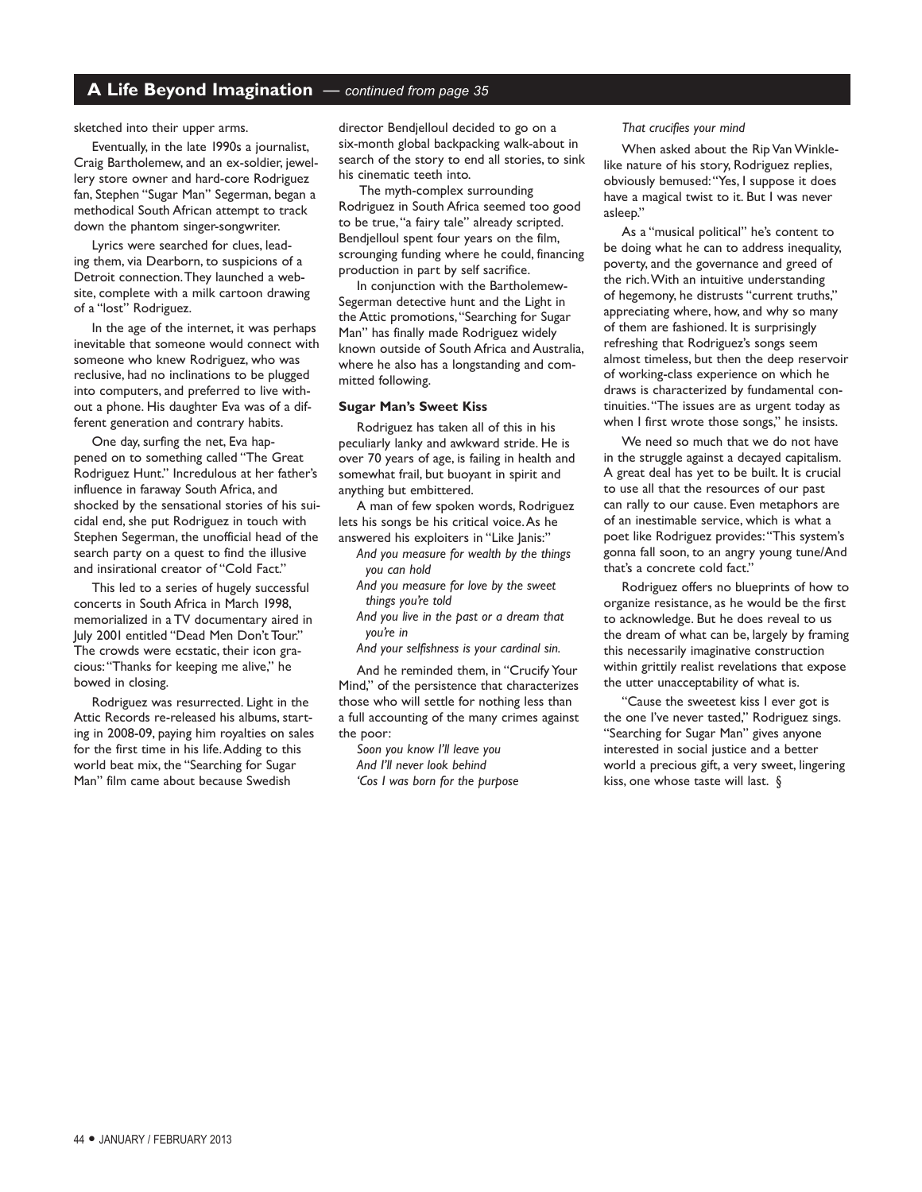## A Life Beyond Imagination — *continued from page 35*

sketched into their upper arms.

Eventually, in the late 1990s a journalist, Craig Bartholemew, and an ex-soldier, jewellery store owner and hard-core Rodriguez fan, Stephen "Sugar Man" Segerman, began a methodical South African attempt to track down the phantom singer-songwriter.

Lyrics were searched for clues, leading them, via Dearborn, to suspicions of a Detroit connection. They launched a website, complete with a milk cartoon drawing of a "lost" Rodriguez.

In the age of the internet, it was perhaps inevitable that someone would connect with someone who knew Rodriguez, who was reclusive, had no inclinations to be plugged into computers, and preferred to live without a phone. His daughter Eva was of a different generation and contrary habits.

One day, surfing the net, Eva happened on to something called "The Great Rodriguez Hunt." Incredulous at her father's influence in faraway South Africa, and shocked by the sensational stories of his suicidal end, she put Rodriguez in touch with Stephen Segerman, the unofficial head of the search party on a quest to find the illusive and insirational creator of "Cold Fact."

This led to a series of hugely successful concerts in South Africa in March 1998, memorialized in a TV documentary aired in July 2001 entitled "Dead Men Don't Tour." The crowds were ecstatic, their icon gracious: "Thanks for keeping me alive," he bowed in closing.

Rodriguez was resurrected. Light in the Attic Records re-released his albums, starting in 2008-09, paying him royalties on sales for the first time in his life. Adding to this world beat mix, the "Searching for Sugar Man" film came about because Swedish director Bendjelloul decided to go on a six-month global backpacking walk-about in search of the story to end all stories, to sink his cinematic teeth into.

The myth-complex surrounding Rodriguez in South Africa seemed too good to be true, "a fairy tale" already scripted. Bendjelloul spent four years on the film, scrounging funding where he could, financing production in part by self sacrifice.

In conjunction with the Bartholemew-Segerman detective hunt and the Light in the Attic promotions, "Searching for Sugar Man" has finally made Rodriguez widely known outside of South Africa and Australia, where he also has a longstanding and committed following.

### Sugar Man's Sweet Kiss

Rodriguez has taken all of this in his peculiarly lanky and awkward stride. He is over 70 years of age, is failing in health and somewhat frail, but buoyant in spirit and anything but embittered.

A man of few spoken words, Rodriguez lets his songs be his critical voice. As he answered his exploiters in "Like Janis:"

*And you measure for wealth by the things you can hold*
*And you measure for love by the sweet things you're told*
*And you live in the past or a dream that you're in*
*And your selfishness is your cardinal sin.*

And he reminded them, in "Crucify Your Mind," of the persistence that characterizes those who will settle for nothing less than a full accounting of the many crimes against the poor:

*Soon you know I'll leave you*
*And I'll never look behind*
*'Cos I was born for the purpose*
*That crucifies your mind*

When asked about the Rip Van Winkle-like nature of his story, Rodriguez replies, obviously bemused: "Yes, I suppose it does have a magical twist to it. But I was never asleep."

As a "musical political" he's content to be doing what he can to address inequality, poverty, and the governance and greed of the rich. With an intuitive understanding of hegemony, he distrusts "current truths," appreciating where, how, and why so many of them are fashioned. It is surprisingly refreshing that Rodriguez's songs seem almost timeless, but then the deep reservoir of working-class experience on which he draws is characterized by fundamental continuities. "The issues are as urgent today as when I first wrote those songs," he insists.

We need so much that we do not have in the struggle against a decayed capitalism. A great deal has yet to be built. It is crucial to use all that the resources of our past can rally to our cause. Even metaphors are of an inestimable service, which is what a poet like Rodriguez provides: "This system's gonna fall soon, to an angry young tune/And that's a concrete cold fact."

Rodriguez offers no blueprints of how to organize resistance, as he would be the first to acknowledge. But he does reveal to us the dream of what can be, largely by framing this necessarily imaginative construction within grittily realist revelations that expose the utter unacceptability of what is.

"Cause the sweetest kiss I ever got is the one I've never tasted," Rodriguez sings. "Searching for Sugar Man" gives anyone interested in social justice and a better world a precious gift, a very sweet, lingering kiss, one whose taste will last. §